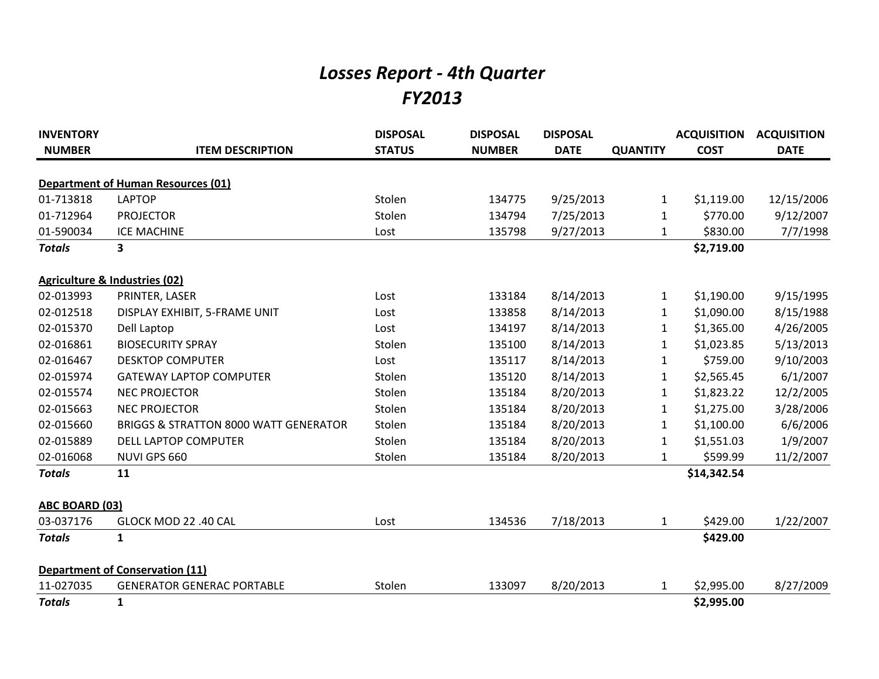# *Losses Report - 4th Quarter*
# *FY2013*

| INVENTORY NUMBER | ITEM DESCRIPTION | DISPOSAL STATUS | DISPOSAL NUMBER | DISPOSAL DATE | QUANTITY | ACQUISITION COST | ACQUISITION DATE |
|---|---|---|---|---|---|---|---|
| **Department of Human Resources (01)** | | | | | | | |
| 01-713818 | LAPTOP | Stolen | 134775 | 9/25/2013 | 1 | $1,119.00 | 12/15/2006 |
| 01-712964 | PROJECTOR | Stolen | 134794 | 7/25/2013 | 1 | $770.00 | 9/12/2007 |
| 01-590034 | ICE MACHINE | Lost | 135798 | 9/27/2013 | 1 | $830.00 | 7/7/1998 |
| ***Totals*** | **3** | | | | | **$2,719.00** | |
| **Agriculture & Industries (02)** | | | | | | | |
| 02-013993 | PRINTER, LASER | Lost | 133184 | 8/14/2013 | 1 | $1,190.00 | 9/15/1995 |
| 02-012518 | DISPLAY EXHIBIT, 5-FRAME UNIT | Lost | 133858 | 8/14/2013 | 1 | $1,090.00 | 8/15/1988 |
| 02-015370 | Dell Laptop | Lost | 134197 | 8/14/2013 | 1 | $1,365.00 | 4/26/2005 |
| 02-016861 | BIOSECURITY SPRAY | Stolen | 135100 | 8/14/2013 | 1 | $1,023.85 | 5/13/2013 |
| 02-016467 | DESKTOP COMPUTER | Lost | 135117 | 8/14/2013 | 1 | $759.00 | 9/10/2003 |
| 02-015974 | GATEWAY LAPTOP COMPUTER | Stolen | 135120 | 8/14/2013 | 1 | $2,565.45 | 6/1/2007 |
| 02-015574 | NEC PROJECTOR | Stolen | 135184 | 8/20/2013 | 1 | $1,823.22 | 12/2/2005 |
| 02-015663 | NEC PROJECTOR | Stolen | 135184 | 8/20/2013 | 1 | $1,275.00 | 3/28/2006 |
| 02-015660 | BRIGGS & STRATTON 8000 WATT GENERATOR | Stolen | 135184 | 8/20/2013 | 1 | $1,100.00 | 6/6/2006 |
| 02-015889 | DELL LAPTOP COMPUTER | Stolen | 135184 | 8/20/2013 | 1 | $1,551.03 | 1/9/2007 |
| 02-016068 | NUVI GPS 660 | Stolen | 135184 | 8/20/2013 | 1 | $599.99 | 11/2/2007 |
| ***Totals*** | **11** | | | | | **$14,342.54** | |
| **ABC BOARD (03)** | | | | | | | |
| 03-037176 | GLOCK MOD 22 .40 CAL | Lost | 134536 | 7/18/2013 | 1 | $429.00 | 1/22/2007 |
| ***Totals*** | **1** | | | | | **$429.00** | |
| **Department of Conservation (11)** | | | | | | | |
| 11-027035 | GENERATOR GENERAC PORTABLE | Stolen | 133097 | 8/20/2013 | 1 | $2,995.00 | 8/27/2009 |
| ***Totals*** | **1** | | | | | **$2,995.00** | |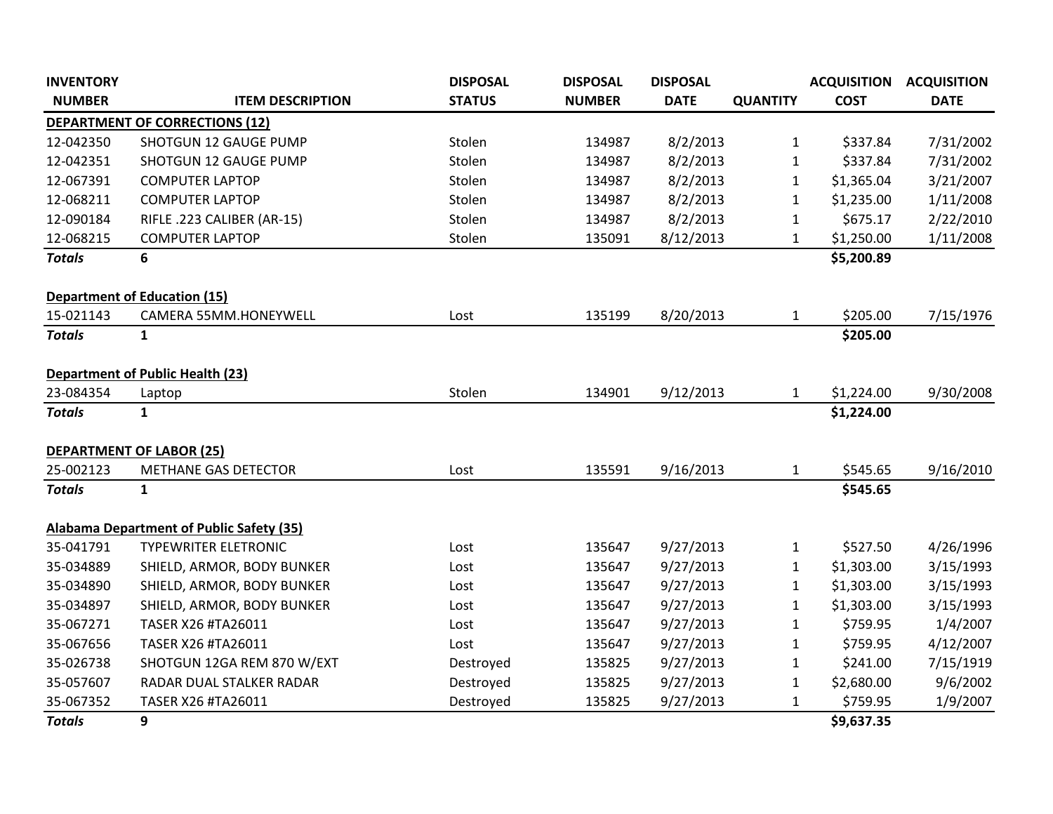| INVENTORY NUMBER | ITEM DESCRIPTION | DISPOSAL STATUS | DISPOSAL NUMBER | DISPOSAL DATE | QUANTITY | ACQUISITION COST | ACQUISITION DATE |
|---|---|---|---|---|---|---|---|
| **DEPARTMENT OF CORRECTIONS (12)** | | | | | | | |
| 12-042350 | SHOTGUN 12 GAUGE PUMP | Stolen | 134987 | 8/2/2013 | 1 | $337.84 | 7/31/2002 |
| 12-042351 | SHOTGUN 12 GAUGE PUMP | Stolen | 134987 | 8/2/2013 | 1 | $337.84 | 7/31/2002 |
| 12-067391 | COMPUTER LAPTOP | Stolen | 134987 | 8/2/2013 | 1 | $1,365.04 | 3/21/2007 |
| 12-068211 | COMPUTER LAPTOP | Stolen | 134987 | 8/2/2013 | 1 | $1,235.00 | 1/11/2008 |
| 12-090184 | RIFLE .223 CALIBER (AR-15) | Stolen | 134987 | 8/2/2013 | 1 | $675.17 | 2/22/2010 |
| 12-068215 | COMPUTER LAPTOP | Stolen | 135091 | 8/12/2013 | 1 | $1,250.00 | 1/11/2008 |
| ***Totals*** | **6** | | | | | **$5,200.89** | |
| **Department of Education (15)** | | | | | | | |
| 15-021143 | CAMERA 55MM.HONEYWELL | Lost | 135199 | 8/20/2013 | 1 | $205.00 | 7/15/1976 |
| ***Totals*** | **1** | | | | | **$205.00** | |
| **Department of Public Health (23)** | | | | | | | |
| 23-084354 | Laptop | Stolen | 134901 | 9/12/2013 | 1 | $1,224.00 | 9/30/2008 |
| ***Totals*** | **1** | | | | | **$1,224.00** | |
| **DEPARTMENT OF LABOR (25)** | | | | | | | |
| 25-002123 | METHANE GAS DETECTOR | Lost | 135591 | 9/16/2013 | 1 | $545.65 | 9/16/2010 |
| ***Totals*** | **1** | | | | | **$545.65** | |
| **Alabama Department of Public Safety (35)** | | | | | | | |
| 35-041791 | TYPEWRITER ELETRONIC | Lost | 135647 | 9/27/2013 | 1 | $527.50 | 4/26/1996 |
| 35-034889 | SHIELD, ARMOR, BODY BUNKER | Lost | 135647 | 9/27/2013 | 1 | $1,303.00 | 3/15/1993 |
| 35-034890 | SHIELD, ARMOR, BODY BUNKER | Lost | 135647 | 9/27/2013 | 1 | $1,303.00 | 3/15/1993 |
| 35-034897 | SHIELD, ARMOR, BODY BUNKER | Lost | 135647 | 9/27/2013 | 1 | $1,303.00 | 3/15/1993 |
| 35-067271 | TASER X26 #TA26011 | Lost | 135647 | 9/27/2013 | 1 | $759.95 | 1/4/2007 |
| 35-067656 | TASER X26 #TA26011 | Lost | 135647 | 9/27/2013 | 1 | $759.95 | 4/12/2007 |
| 35-026738 | SHOTGUN 12GA REM 870 W/EXT | Destroyed | 135825 | 9/27/2013 | 1 | $241.00 | 7/15/1919 |
| 35-057607 | RADAR DUAL STALKER RADAR | Destroyed | 135825 | 9/27/2013 | 1 | $2,680.00 | 9/6/2002 |
| 35-067352 | TASER X26 #TA26011 | Destroyed | 135825 | 9/27/2013 | 1 | $759.95 | 1/9/2007 |
| ***Totals*** | **9** | | | | | **$9,637.35** | |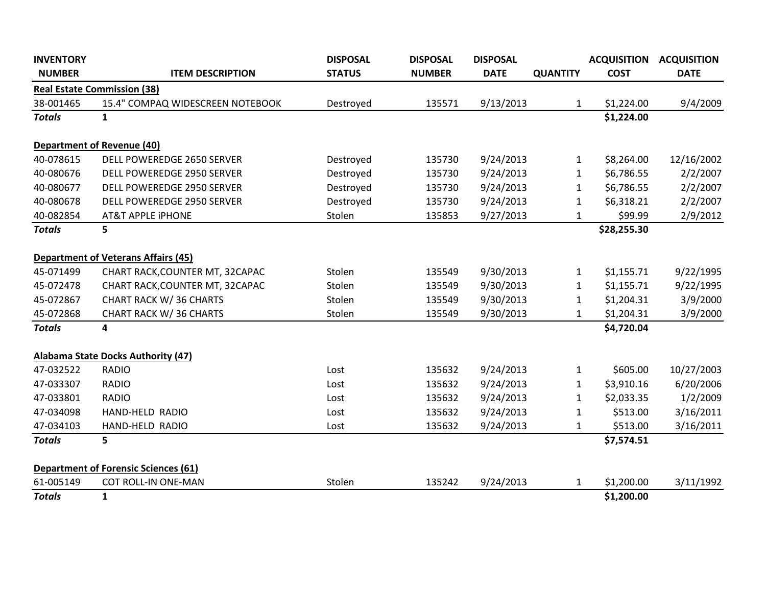| INVENTORY NUMBER | ITEM DESCRIPTION | DISPOSAL STATUS | DISPOSAL NUMBER | DISPOSAL DATE | QUANTITY | ACQUISITION COST | ACQUISITION DATE |
|---|---|---|---|---|---|---|---|
| **Real Estate Commission (38)** | | | | | | | |
| 38-001465 | 15.4" COMPAQ WIDESCREEN NOTEBOOK | Destroyed | 135571 | 9/13/2013 | 1 | $1,224.00 | 9/4/2009 |
| ***Totals*** | **1** | | | | | **$1,224.00** | |
| **Department of Revenue (40)** | | | | | | | |
| 40-078615 | DELL POWEREDGE 2650 SERVER | Destroyed | 135730 | 9/24/2013 | 1 | $8,264.00 | 12/16/2002 |
| 40-080676 | DELL POWEREDGE 2950 SERVER | Destroyed | 135730 | 9/24/2013 | 1 | $6,786.55 | 2/2/2007 |
| 40-080677 | DELL POWEREDGE 2950 SERVER | Destroyed | 135730 | 9/24/2013 | 1 | $6,786.55 | 2/2/2007 |
| 40-080678 | DELL POWEREDGE 2950 SERVER | Destroyed | 135730 | 9/24/2013 | 1 | $6,318.21 | 2/2/2007 |
| 40-082854 | AT&T APPLE iPHONE | Stolen | 135853 | 9/27/2013 | 1 | $99.99 | 2/9/2012 |
| ***Totals*** | **5** | | | | | **$28,255.30** | |
| **Department of Veterans Affairs (45)** | | | | | | | |
| 45-071499 | CHART RACK,COUNTER MT, 32CAPAC | Stolen | 135549 | 9/30/2013 | 1 | $1,155.71 | 9/22/1995 |
| 45-072478 | CHART RACK,COUNTER MT, 32CAPAC | Stolen | 135549 | 9/30/2013 | 1 | $1,155.71 | 9/22/1995 |
| 45-072867 | CHART RACK W/ 36 CHARTS | Stolen | 135549 | 9/30/2013 | 1 | $1,204.31 | 3/9/2000 |
| 45-072868 | CHART RACK W/ 36 CHARTS | Stolen | 135549 | 9/30/2013 | 1 | $1,204.31 | 3/9/2000 |
| ***Totals*** | **4** | | | | | **$4,720.04** | |
| **Alabama State Docks Authority (47)** | | | | | | | |
| 47-032522 | RADIO | Lost | 135632 | 9/24/2013 | 1 | $605.00 | 10/27/2003 |
| 47-033307 | RADIO | Lost | 135632 | 9/24/2013 | 1 | $3,910.16 | 6/20/2006 |
| 47-033801 | RADIO | Lost | 135632 | 9/24/2013 | 1 | $2,033.35 | 1/2/2009 |
| 47-034098 | HAND-HELD RADIO | Lost | 135632 | 9/24/2013 | 1 | $513.00 | 3/16/2011 |
| 47-034103 | HAND-HELD RADIO | Lost | 135632 | 9/24/2013 | 1 | $513.00 | 3/16/2011 |
| ***Totals*** | **5** | | | | | **$7,574.51** | |
| **Department of Forensic Sciences (61)** | | | | | | | |
| 61-005149 | COT ROLL-IN ONE-MAN | Stolen | 135242 | 9/24/2013 | 1 | $1,200.00 | 3/11/1992 |
| ***Totals*** | **1** | | | | | **$1,200.00** | |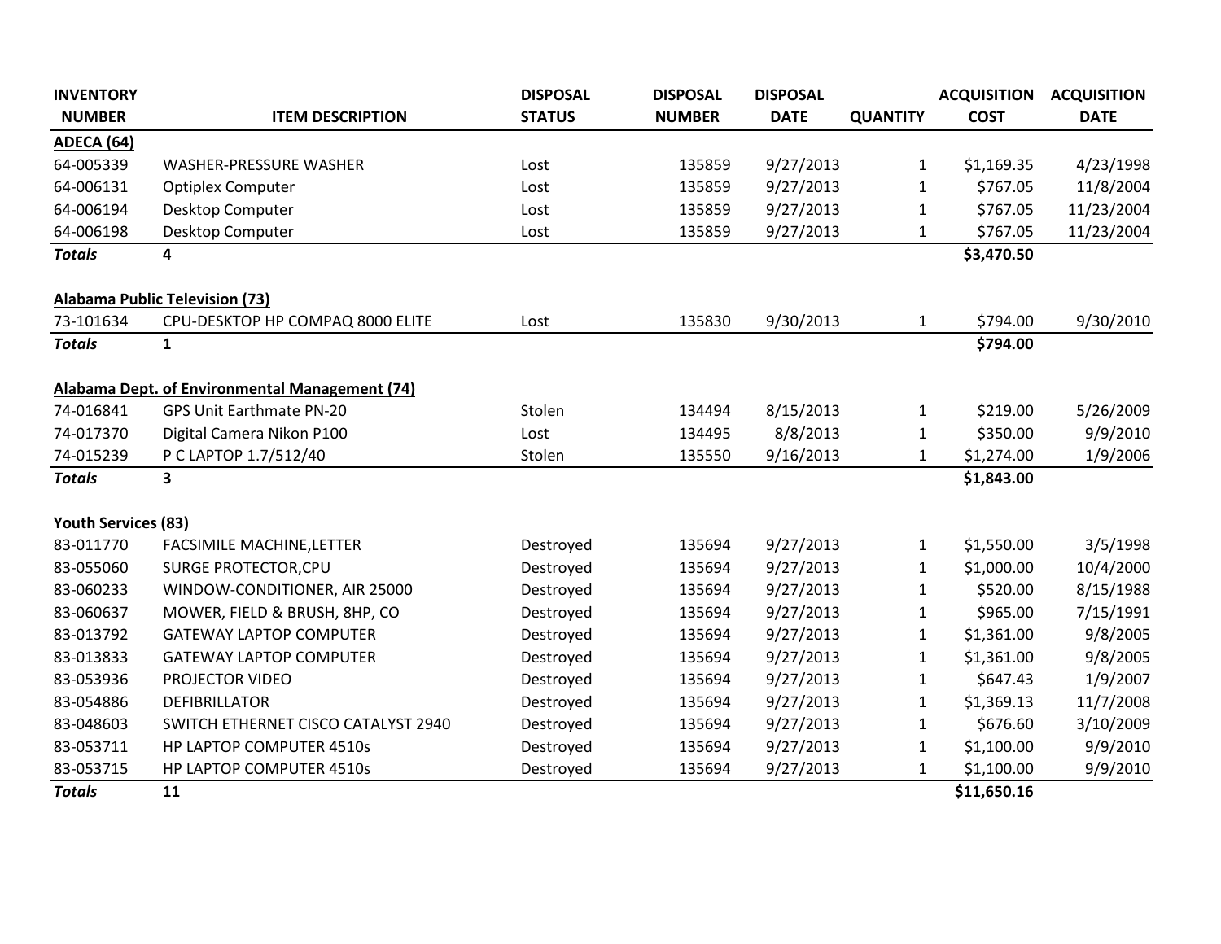| INVENTORY NUMBER | ITEM DESCRIPTION | DISPOSAL STATUS | DISPOSAL NUMBER | DISPOSAL DATE | QUANTITY | ACQUISITION COST | ACQUISITION DATE |
|---|---|---|---|---|---|---|---|
| **ADECA (64)** | | | | | | | |
| 64-005339 | WASHER-PRESSURE WASHER | Lost | 135859 | 9/27/2013 | 1 | $1,169.35 | 4/23/1998 |
| 64-006131 | Optiplex Computer | Lost | 135859 | 9/27/2013 | 1 | $767.05 | 11/8/2004 |
| 64-006194 | Desktop Computer | Lost | 135859 | 9/27/2013 | 1 | $767.05 | 11/23/2004 |
| 64-006198 | Desktop Computer | Lost | 135859 | 9/27/2013 | 1 | $767.05 | 11/23/2004 |
| ***Totals*** | **4** | | | | | **$3,470.50** | |
| | | | | | | | |
| **Alabama Public Television (73)** | | | | | | | |
| 73-101634 | CPU-DESKTOP HP COMPAQ 8000 ELITE | Lost | 135830 | 9/30/2013 | 1 | $794.00 | 9/30/2010 |
| ***Totals*** | **1** | | | | | **$794.00** | |
| | | | | | | | |
| **Alabama Dept. of Environmental Management (74)** | | | | | | | |
| 74-016841 | GPS Unit Earthmate PN-20 | Stolen | 134494 | 8/15/2013 | 1 | $219.00 | 5/26/2009 |
| 74-017370 | Digital Camera Nikon P100 | Lost | 134495 | 8/8/2013 | 1 | $350.00 | 9/9/2010 |
| 74-015239 | P C LAPTOP 1.7/512/40 | Stolen | 135550 | 9/16/2013 | 1 | $1,274.00 | 1/9/2006 |
| ***Totals*** | **3** | | | | | **$1,843.00** | |
| | | | | | | | |
| **Youth Services (83)** | | | | | | | |
| 83-011770 | FACSIMILE MACHINE,LETTER | Destroyed | 135694 | 9/27/2013 | 1 | $1,550.00 | 3/5/1998 |
| 83-055060 | SURGE PROTECTOR,CPU | Destroyed | 135694 | 9/27/2013 | 1 | $1,000.00 | 10/4/2000 |
| 83-060233 | WINDOW-CONDITIONER, AIR 25000 | Destroyed | 135694 | 9/27/2013 | 1 | $520.00 | 8/15/1988 |
| 83-060637 | MOWER, FIELD & BRUSH, 8HP, CO | Destroyed | 135694 | 9/27/2013 | 1 | $965.00 | 7/15/1991 |
| 83-013792 | GATEWAY LAPTOP COMPUTER | Destroyed | 135694 | 9/27/2013 | 1 | $1,361.00 | 9/8/2005 |
| 83-013833 | GATEWAY LAPTOP COMPUTER | Destroyed | 135694 | 9/27/2013 | 1 | $1,361.00 | 9/8/2005 |
| 83-053936 | PROJECTOR VIDEO | Destroyed | 135694 | 9/27/2013 | 1 | $647.43 | 1/9/2007 |
| 83-054886 | DEFIBRILLATOR | Destroyed | 135694 | 9/27/2013 | 1 | $1,369.13 | 11/7/2008 |
| 83-048603 | SWITCH ETHERNET CISCO CATALYST 2940 | Destroyed | 135694 | 9/27/2013 | 1 | $676.60 | 3/10/2009 |
| 83-053711 | HP LAPTOP COMPUTER 4510s | Destroyed | 135694 | 9/27/2013 | 1 | $1,100.00 | 9/9/2010 |
| 83-053715 | HP LAPTOP COMPUTER 4510s | Destroyed | 135694 | 9/27/2013 | 1 | $1,100.00 | 9/9/2010 |
| ***Totals*** | **11** | | | | | **$11,650.16** | |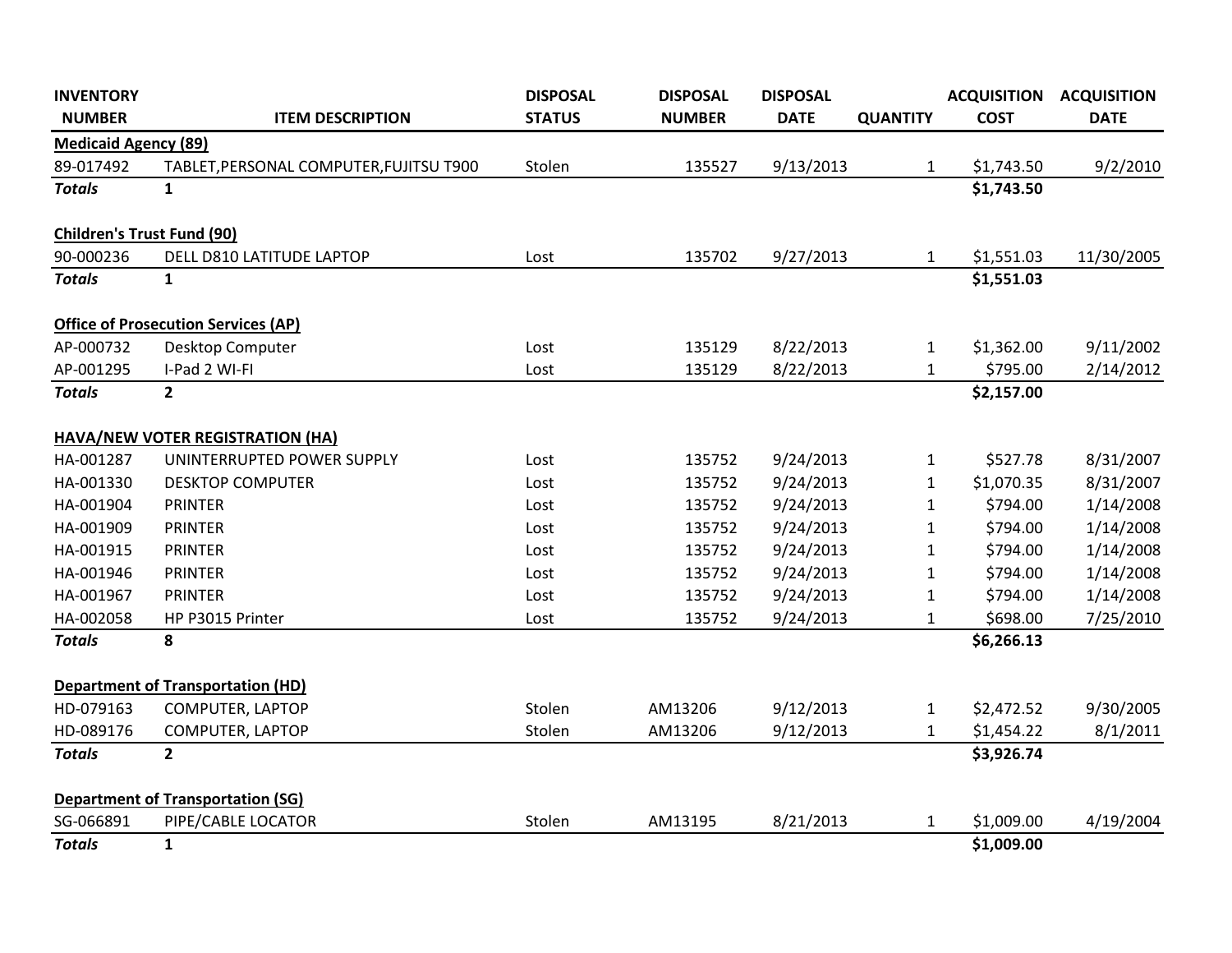| INVENTORY NUMBER | ITEM DESCRIPTION | DISPOSAL STATUS | DISPOSAL NUMBER | DISPOSAL DATE | QUANTITY | ACQUISITION COST | ACQUISITION DATE |
|---|---|---|---|---|---|---|---|
| **Medicaid Agency (89)** | | | | | | | |
| 89-017492 | TABLET,PERSONAL COMPUTER,FUJITSU T900 | Stolen | 135527 | 9/13/2013 | 1 | $1,743.50 | 9/2/2010 |
| ***Totals*** | **1** | | | | | **$1,743.50** | |
| **Children's Trust Fund (90)** | | | | | | | |
| 90-000236 | DELL D810 LATITUDE LAPTOP | Lost | 135702 | 9/27/2013 | 1 | $1,551.03 | 11/30/2005 |
| ***Totals*** | **1** | | | | | **$1,551.03** | |
| **Office of Prosecution Services (AP)** | | | | | | | |
| AP-000732 | Desktop Computer | Lost | 135129 | 8/22/2013 | 1 | $1,362.00 | 9/11/2002 |
| AP-001295 | I-Pad 2 WI-FI | Lost | 135129 | 8/22/2013 | 1 | $795.00 | 2/14/2012 |
| ***Totals*** | **2** | | | | | **$2,157.00** | |
| **HAVA/NEW VOTER REGISTRATION (HA)** | | | | | | | |
| HA-001287 | UNINTERRUPTED POWER SUPPLY | Lost | 135752 | 9/24/2013 | 1 | $527.78 | 8/31/2007 |
| HA-001330 | DESKTOP COMPUTER | Lost | 135752 | 9/24/2013 | 1 | $1,070.35 | 8/31/2007 |
| HA-001904 | PRINTER | Lost | 135752 | 9/24/2013 | 1 | $794.00 | 1/14/2008 |
| HA-001909 | PRINTER | Lost | 135752 | 9/24/2013 | 1 | $794.00 | 1/14/2008 |
| HA-001915 | PRINTER | Lost | 135752 | 9/24/2013 | 1 | $794.00 | 1/14/2008 |
| HA-001946 | PRINTER | Lost | 135752 | 9/24/2013 | 1 | $794.00 | 1/14/2008 |
| HA-001967 | PRINTER | Lost | 135752 | 9/24/2013 | 1 | $794.00 | 1/14/2008 |
| HA-002058 | HP P3015 Printer | Lost | 135752 | 9/24/2013 | 1 | $698.00 | 7/25/2010 |
| ***Totals*** | **8** | | | | | **$6,266.13** | |
| **Department of Transportation (HD)** | | | | | | | |
| HD-079163 | COMPUTER, LAPTOP | Stolen | AM13206 | 9/12/2013 | 1 | $2,472.52 | 9/30/2005 |
| HD-089176 | COMPUTER, LAPTOP | Stolen | AM13206 | 9/12/2013 | 1 | $1,454.22 | 8/1/2011 |
| ***Totals*** | **2** | | | | | **$3,926.74** | |
| **Department of Transportation (SG)** | | | | | | | |
| SG-066891 | PIPE/CABLE LOCATOR | Stolen | AM13195 | 8/21/2013 | 1 | $1,009.00 | 4/19/2004 |
| ***Totals*** | **1** | | | | | **$1,009.00** | |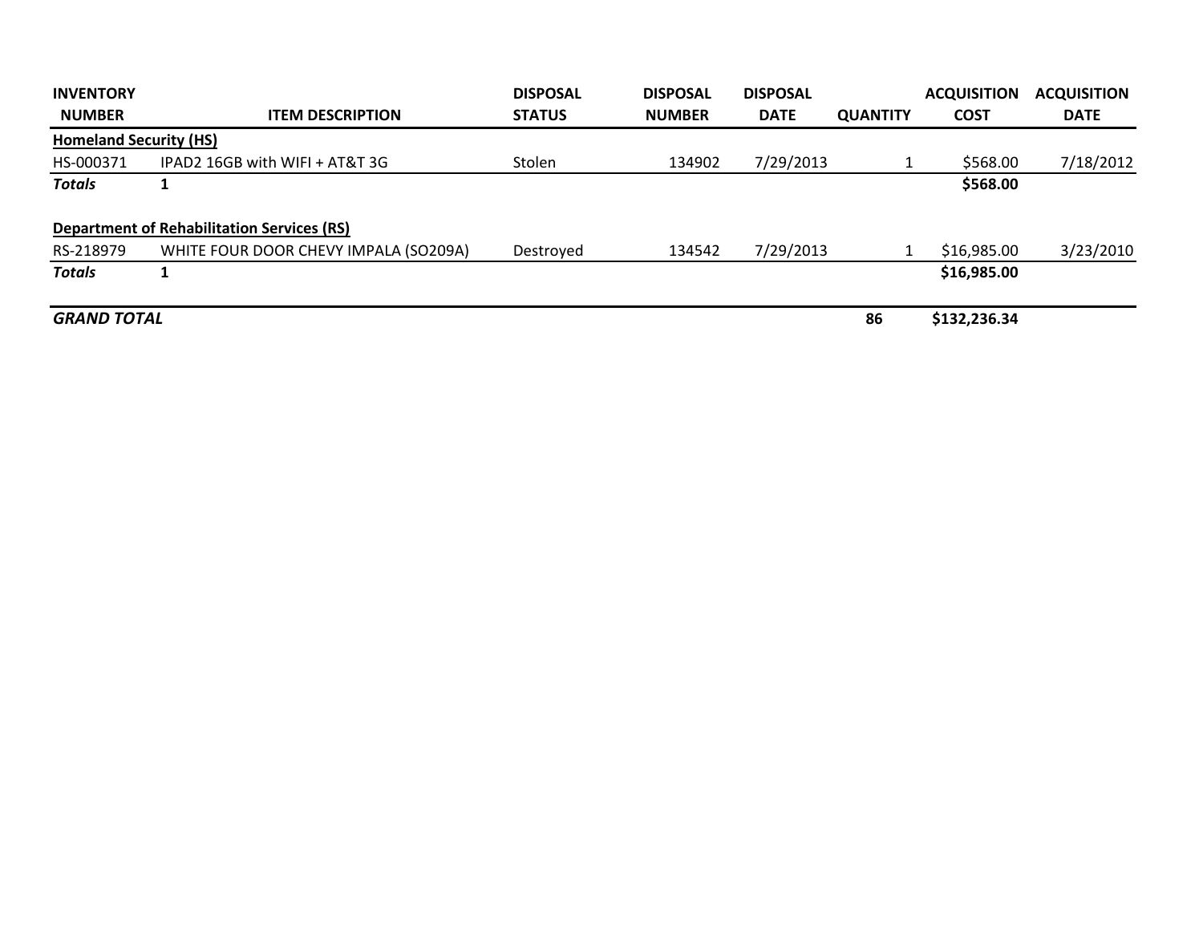| INVENTORY NUMBER | ITEM DESCRIPTION | DISPOSAL STATUS | DISPOSAL NUMBER | DISPOSAL DATE | QUANTITY | ACQUISITION COST | ACQUISITION DATE |
|---|---|---|---|---|---|---|---|
| **Homeland Security (HS)** | | | | | | | |
| HS-000371 | IPAD2 16GB with WIFI + AT&T 3G | Stolen | 134902 | 7/29/2013 | 1 | $568.00 | 7/18/2012 |
| ***Totals*** | **1** | | | | | **$568.00** | |
| **Department of Rehabilitation Services (RS)** | | | | | | | |
| RS-218979 | WHITE FOUR DOOR CHEVY IMPALA (SO209A) | Destroyed | 134542 | 7/29/2013 | 1 | $16,985.00 | 3/23/2010 |
| ***Totals*** | **1** | | | | | **$16,985.00** | |
| ***GRAND TOTAL*** | | | | | **86** | **$132,236.34** | |